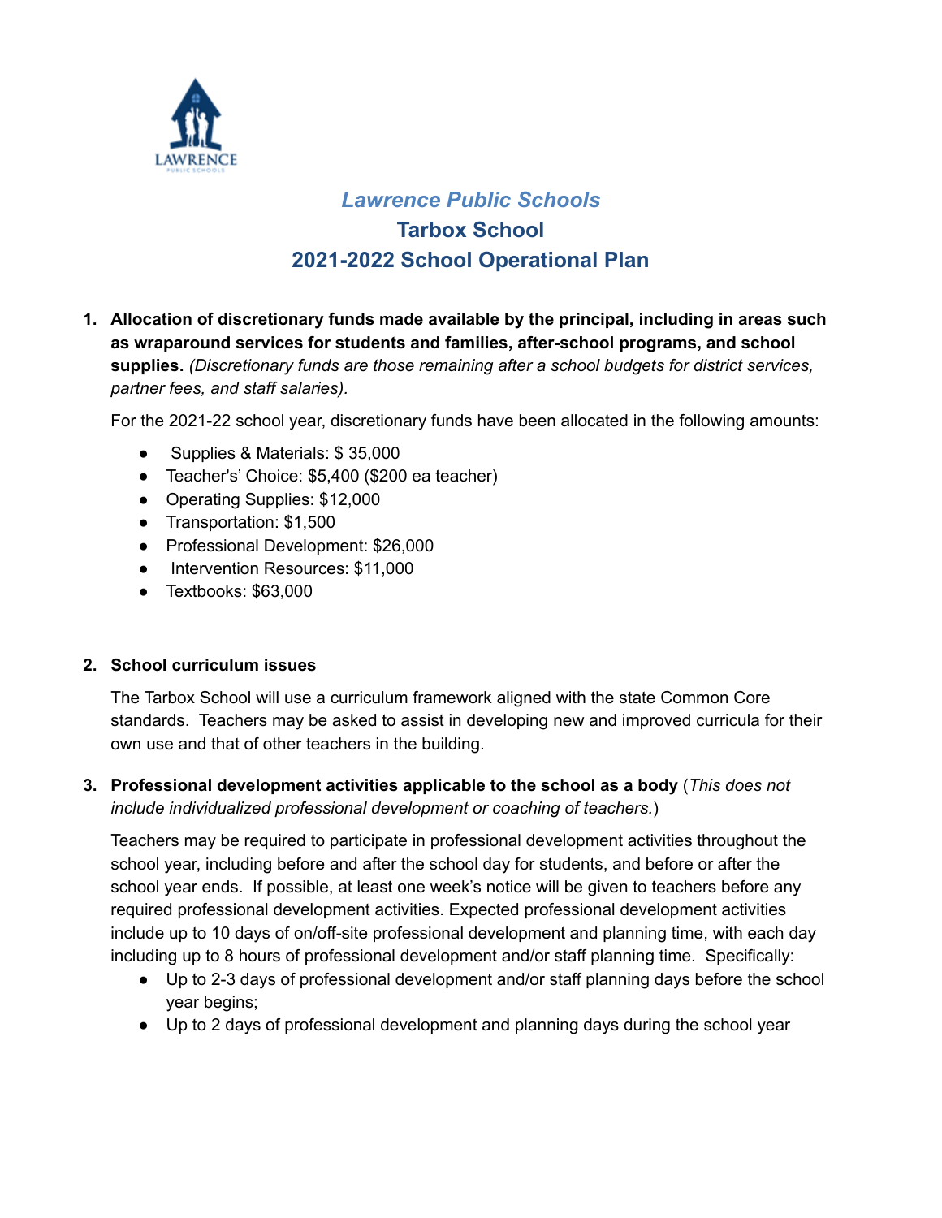*Lawrence Public Schools*

# Tarbox School

## 2021-2022 School Operational Plan

1. **Allocation of discretionary funds made available by the principal, including in areas such as wraparound services for students and families, after-school programs, and school supplies.** *(Discretionary funds are those remaining after a school budgets for district services, partner fees, and staff salaries).*

   For the 2021-22 school year, discretionary funds have been allocated in the following amounts:

   - Supplies & Materials: $ 35,000
   - Teacher's' Choice: $5,400 ($200 ea teacher)
   - Operating Supplies: $12,000
   - Transportation: $1,500
   - Professional Development: $26,000
   - Intervention Resources: $11,000
   - Textbooks: $63,000

2. **School curriculum issues**

   The Tarbox School will use a curriculum framework aligned with the state Common Core standards. Teachers may be asked to assist in developing new and improved curricula for their own use and that of other teachers in the building.

3. **Professional development activities applicable to the school as a body** (*This does not include individualized professional development or coaching of teachers.*)

   Teachers may be required to participate in professional development activities throughout the school year, including before and after the school day for students, and before or after the school year ends. If possible, at least one week's notice will be given to teachers before any required professional development activities. Expected professional development activities include up to 10 days of on/off-site professional development and planning time, with each day including up to 8 hours of professional development and/or staff planning time. Specifically:

   - Up to 2-3 days of professional development and/or staff planning days before the school year begins;
   - Up to 2 days of professional development and planning days during the school year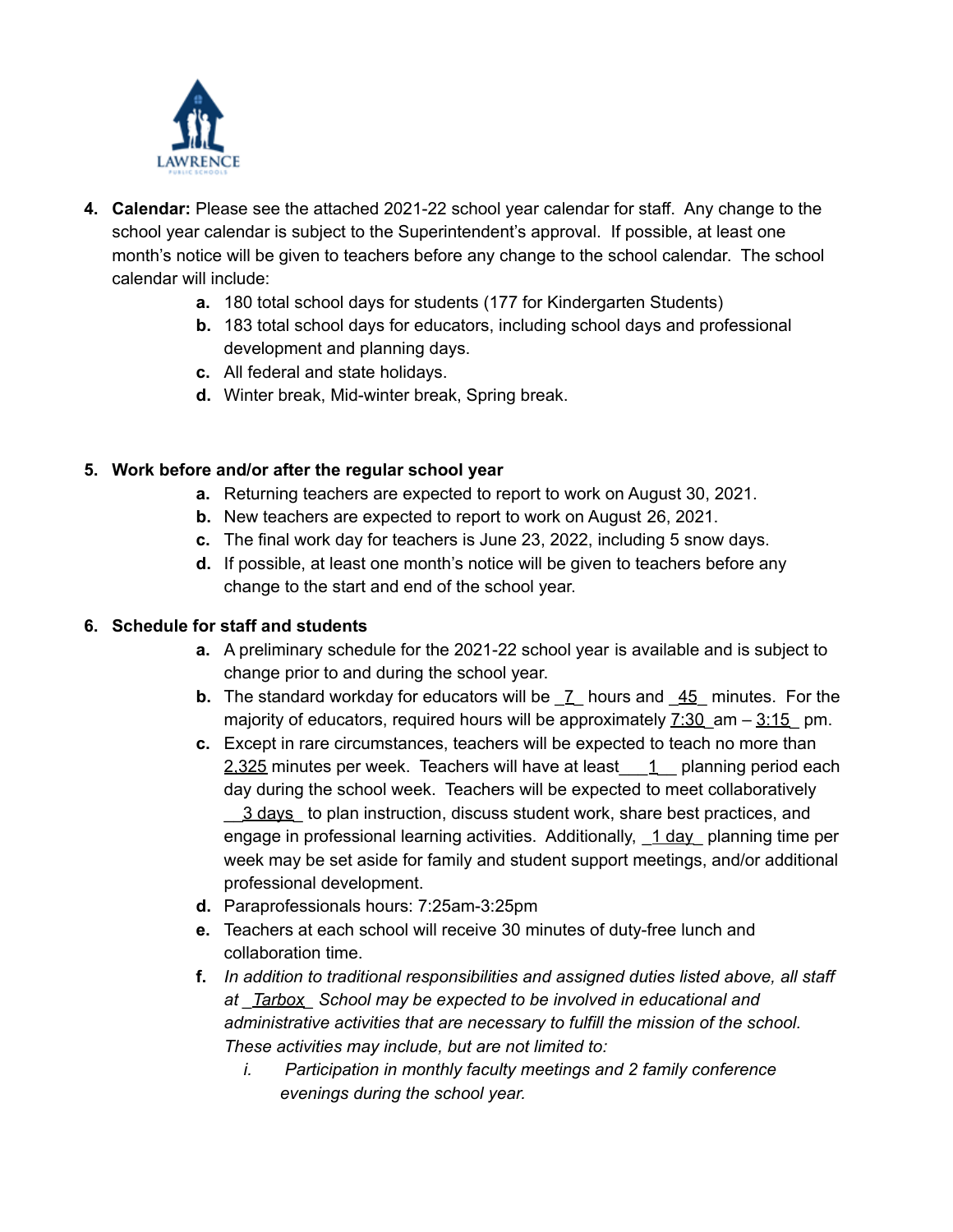4. **Calendar:** Please see the attached 2021-22 school year calendar for staff. Any change to the school year calendar is subject to the Superintendent's approval. If possible, at least one month's notice will be given to teachers before any change to the school calendar. The school calendar will include:
   - **a.** 180 total school days for students (177 for Kindergarten Students)
   - **b.** 183 total school days for educators, including school days and professional development and planning days.
   - **c.** All federal and state holidays.
   - **d.** Winter break, Mid-winter break, Spring break.

5. **Work before and/or after the regular school year**
   - **a.** Returning teachers are expected to report to work on August 30, 2021.
   - **b.** New teachers are expected to report to work on August 26, 2021.
   - **c.** The final work day for teachers is June 23, 2022, including 5 snow days.
   - **d.** If possible, at least one month's notice will be given to teachers before any change to the start and end of the school year.

6. **Schedule for staff and students**
   - **a.** A preliminary schedule for the 2021-22 school year is available and is subject to change prior to and during the school year.
   - **b.** The standard workday for educators will be _7_ hours and _45_ minutes. For the majority of educators, required hours will be approximately 7:30 am – 3:15 pm.
   - **c.** Except in rare circumstances, teachers will be expected to teach no more than 2,325 minutes per week. Teachers will have at least ___1__ planning period each day during the school week. Teachers will be expected to meet collaboratively __3 days_ to plan instruction, discuss student work, share best practices, and engage in professional learning activities. Additionally, _1 day_ planning time per week may be set aside for family and student support meetings, and/or additional professional development.
   - **d.** Paraprofessionals hours: 7:25am-3:25pm
   - **e.** Teachers at each school will receive 30 minutes of duty-free lunch and collaboration time.
   - **f.** *In addition to traditional responsibilities and assigned duties listed above, all staff at _Tarbox_ School may be expected to be involved in educational and administrative activities that are necessary to fulfill the mission of the school. These activities may include, but are not limited to:*
     - *i. Participation in monthly faculty meetings and 2 family conference evenings during the school year.*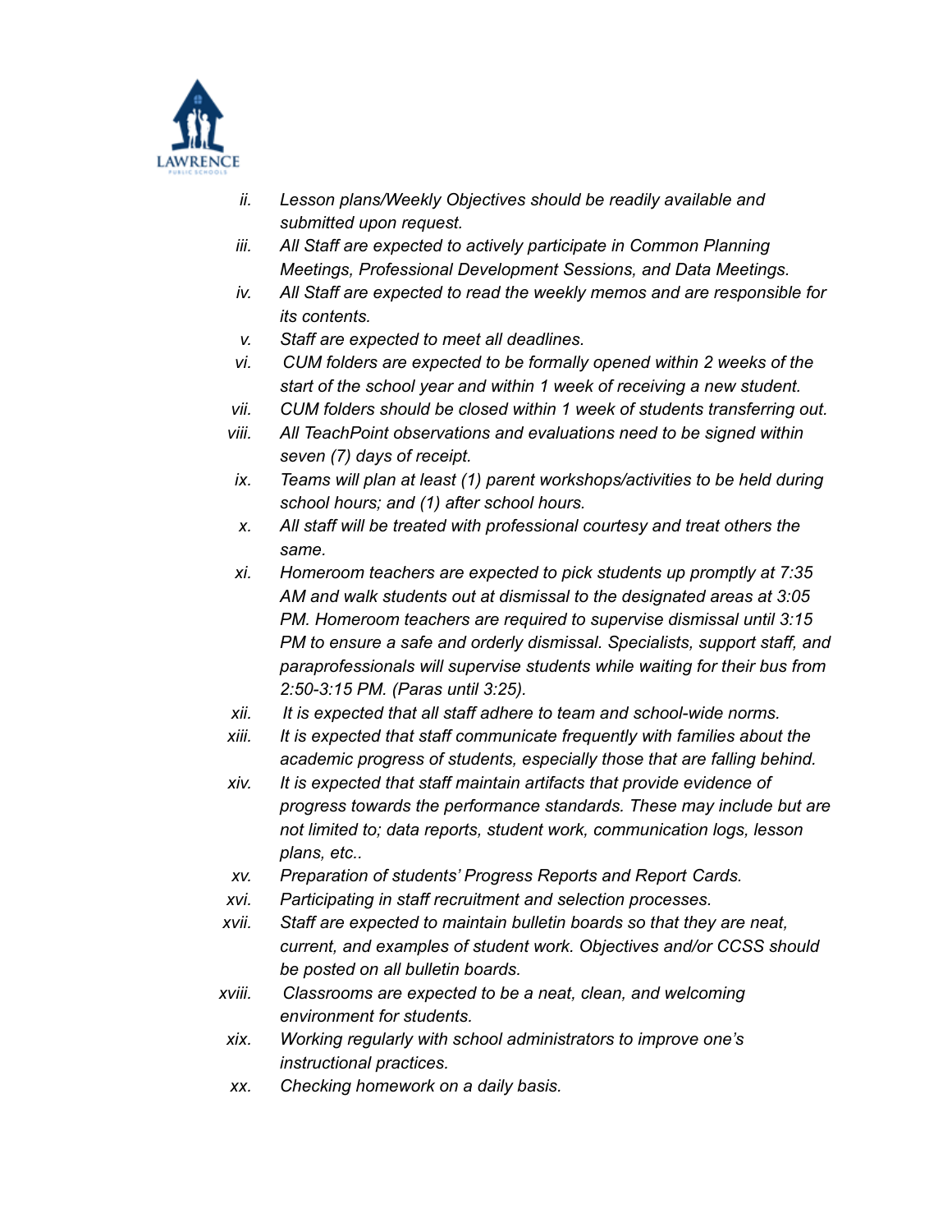ii. *Lesson plans/Weekly Objectives should be readily available and submitted upon request.*

iii. *All Staff are expected to actively participate in Common Planning Meetings, Professional Development Sessions, and Data Meetings.*

iv. *All Staff are expected to read the weekly memos and are responsible for its contents.*

v. *Staff are expected to meet all deadlines.*

vi. *CUM folders are expected to be formally opened within 2 weeks of the start of the school year and within 1 week of receiving a new student.*

vii. *CUM folders should be closed within 1 week of students transferring out.*

viii. *All TeachPoint observations and evaluations need to be signed within seven (7) days of receipt.*

ix. *Teams will plan at least (1) parent workshops/activities to be held during school hours; and (1) after school hours.*

x. *All staff will be treated with professional courtesy and treat others the same.*

xi. *Homeroom teachers are expected to pick students up promptly at 7:35 AM and walk students out at dismissal to the designated areas at 3:05 PM. Homeroom teachers are required to supervise dismissal until 3:15 PM to ensure a safe and orderly dismissal. Specialists, support staff, and paraprofessionals will supervise students while waiting for their bus from 2:50-3:15 PM. (Paras until 3:25).*

xii. *It is expected that all staff adhere to team and school-wide norms.*

xiii. *It is expected that staff communicate frequently with families about the academic progress of students, especially those that are falling behind.*

xiv. *It is expected that staff maintain artifacts that provide evidence of progress towards the performance standards. These may include but are not limited to; data reports, student work, communication logs, lesson plans, etc..*

xv. *Preparation of students' Progress Reports and Report Cards.*

xvi. *Participating in staff recruitment and selection processes.*

xvii. *Staff are expected to maintain bulletin boards so that they are neat, current, and examples of student work. Objectives and/or CCSS should be posted on all bulletin boards.*

xviii. *Classrooms are expected to be a neat, clean, and welcoming environment for students.*

xix. *Working regularly with school administrators to improve one's instructional practices.*

xx. *Checking homework on a daily basis.*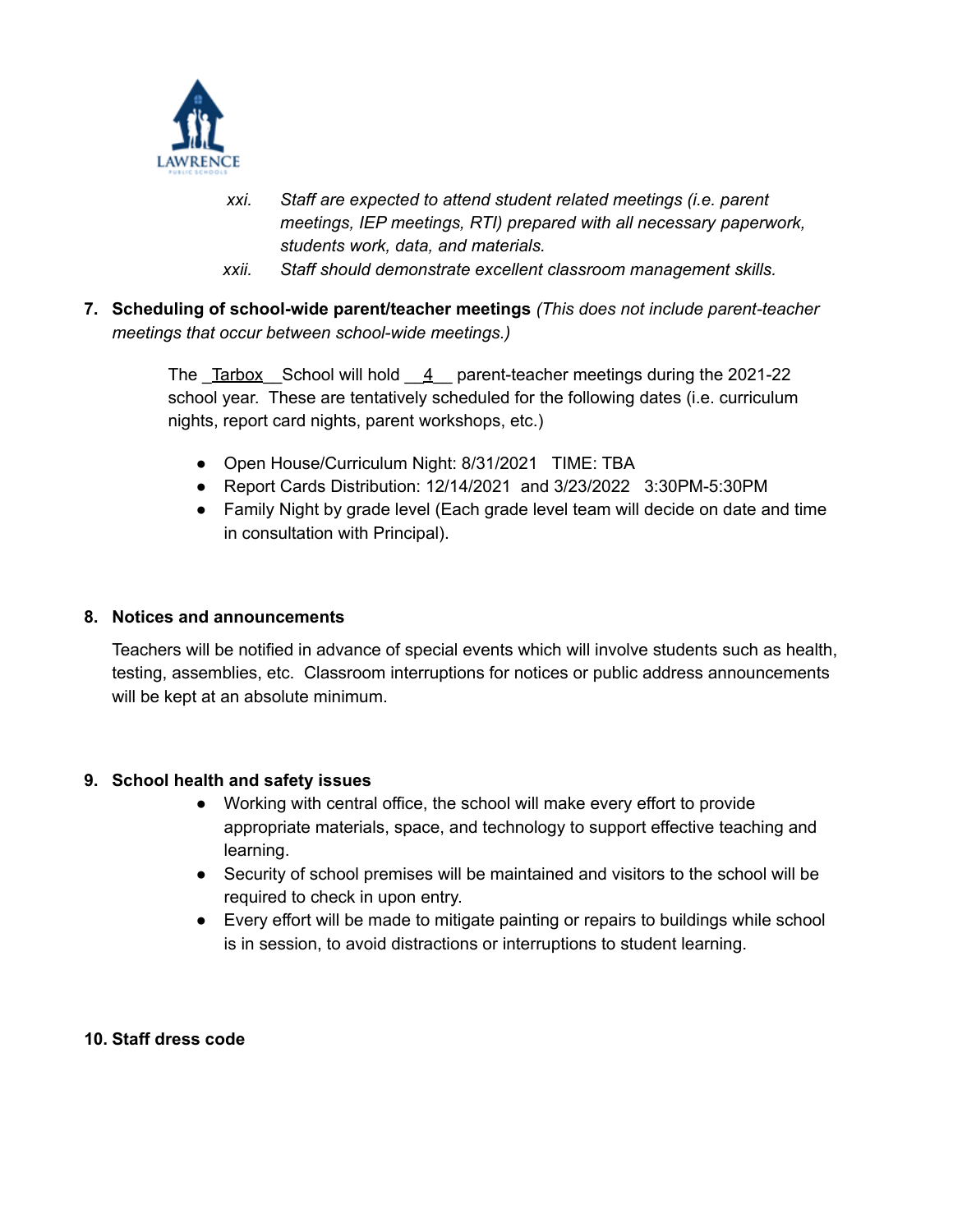xxi. *Staff are expected to attend student related meetings (i.e. parent meetings, IEP meetings, RTI) prepared with all necessary paperwork, students work, data, and materials.*

xxii. *Staff should demonstrate excellent classroom management skills.*

7. **Scheduling of school-wide parent/teacher meetings** *(This does not include parent-teacher meetings that occur between school-wide meetings.)*

   The _Tarbox__School will hold __4__ parent-teacher meetings during the 2021-22 school year. These are tentatively scheduled for the following dates (i.e. curriculum nights, report card nights, parent workshops, etc.)

   - Open House/Curriculum Night: 8/31/2021 TIME: TBA
   - Report Cards Distribution: 12/14/2021 and 3/23/2022 3:30PM-5:30PM
   - Family Night by grade level (Each grade level team will decide on date and time in consultation with Principal).

8. **Notices and announcements**

   Teachers will be notified in advance of special events which will involve students such as health, testing, assemblies, etc. Classroom interruptions for notices or public address announcements will be kept at an absolute minimum.

9. **School health and safety issues**

   - Working with central office, the school will make every effort to provide appropriate materials, space, and technology to support effective teaching and learning.
   - Security of school premises will be maintained and visitors to the school will be required to check in upon entry.
   - Every effort will be made to mitigate painting or repairs to buildings while school is in session, to avoid distractions or interruptions to student learning.

10. **Staff dress code**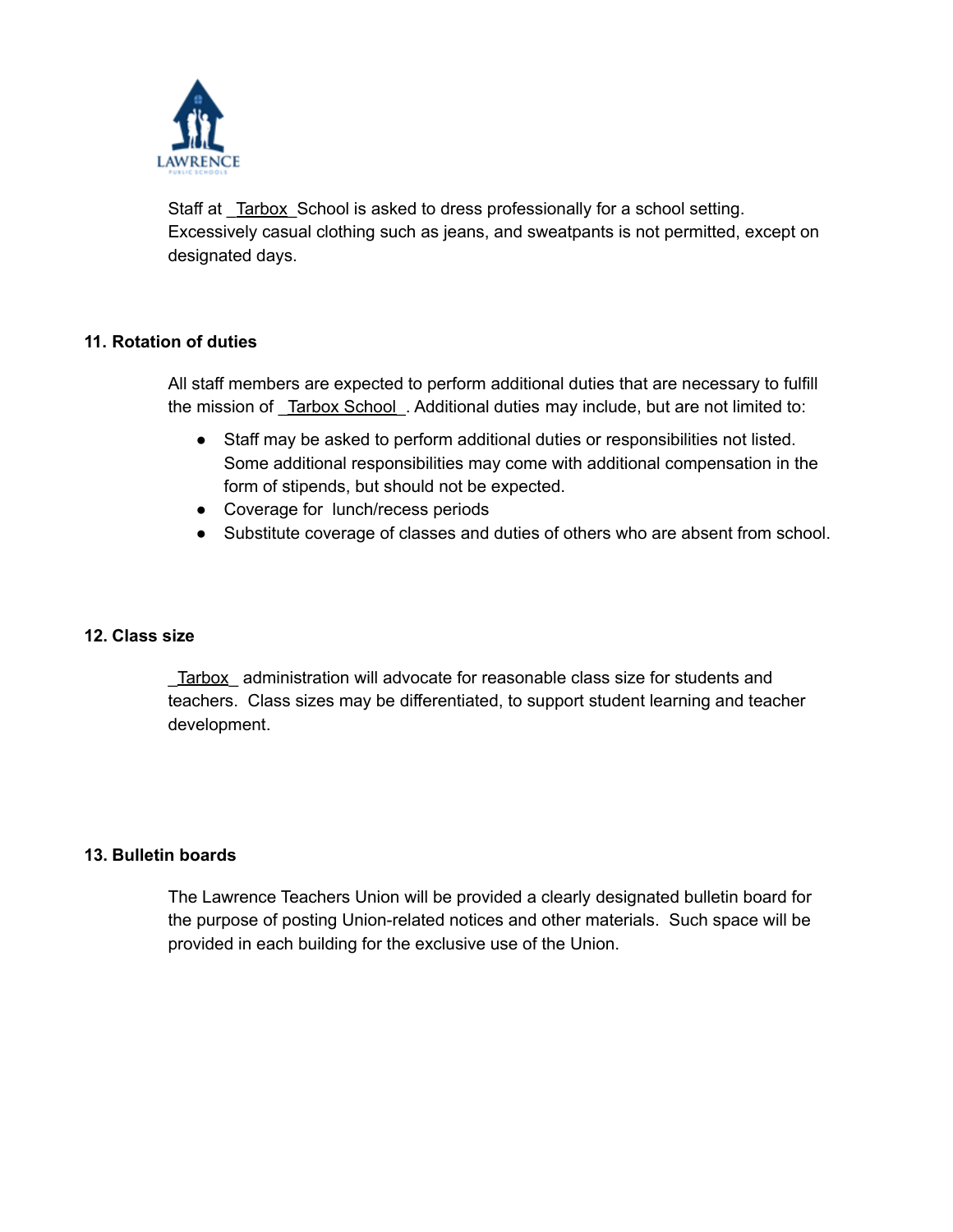Staff at _Tarbox_School is asked to dress professionally for a school setting. Excessively casual clothing such as jeans, and sweatpants is not permitted, except on designated days.

**11. Rotation of duties**

All staff members are expected to perform additional duties that are necessary to fulfill the mission of _Tarbox School_. Additional duties may include, but are not limited to:

- Staff may be asked to perform additional duties or responsibilities not listed. Some additional responsibilities may come with additional compensation in the form of stipends, but should not be expected.
- Coverage for lunch/recess periods
- Substitute coverage of classes and duties of others who are absent from school.

**12. Class size**

_Tarbox_ administration will advocate for reasonable class size for students and teachers. Class sizes may be differentiated, to support student learning and teacher development.

**13. Bulletin boards**

The Lawrence Teachers Union will be provided a clearly designated bulletin board for the purpose of posting Union-related notices and other materials. Such space will be provided in each building for the exclusive use of the Union.